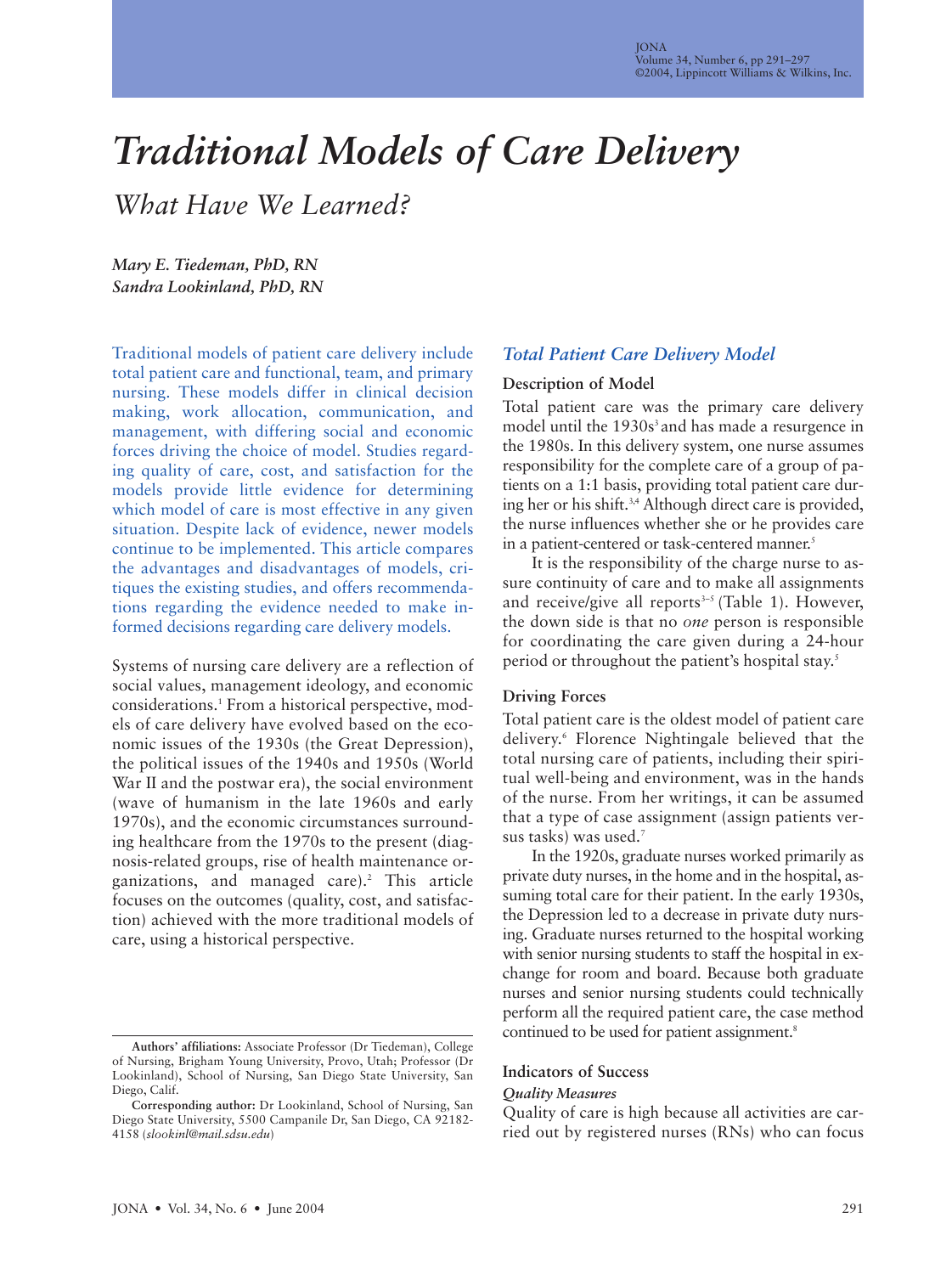# Traditional Models of Care Delivery

## What Have We Learned?

*Mary E. Tiedeman, PhD, RN*
*Sandra Lookinland, PhD, RN*

Traditional models of patient care delivery include total patient care and functional, team, and primary nursing. These models differ in clinical decision making, work allocation, communication, and management, with differing social and economic forces driving the choice of model. Studies regarding quality of care, cost, and satisfaction for the models provide little evidence for determining which model of care is most effective in any given situation. Despite lack of evidence, newer models continue to be implemented. This article compares the advantages and disadvantages of models, critiques the existing studies, and offers recommendations regarding the evidence needed to make informed decisions regarding care delivery models.

Systems of nursing care delivery are a reflection of social values, management ideology, and economic considerations.[1] From a historical perspective, models of care delivery have evolved based on the economic issues of the 1930s (the Great Depression), the political issues of the 1940s and 1950s (World War II and the postwar era), the social environment (wave of humanism in the late 1960s and early 1970s), and the economic circumstances surrounding healthcare from the 1970s to the present (diagnosis-related groups, rise of health maintenance organizations, and managed care).[2] This article focuses on the outcomes (quality, cost, and satisfaction) achieved with the more traditional models of care, using a historical perspective.

**Authors' affiliations:** Associate Professor (Dr Tiedeman), College of Nursing, Brigham Young University, Provo, Utah; Professor (Dr Lookinland), School of Nursing, San Diego State University, San Diego, Calif.

**Corresponding author:** Dr Lookinland, School of Nursing, San Diego State University, 5500 Campanile Dr, San Diego, CA 92182-4158 (*slookinl@mail.sdsu.edu*)

## *Total Patient Care Delivery Model*

### Description of Model

Total patient care was the primary care delivery model until the 1930s[3] and has made a resurgence in the 1980s. In this delivery system, one nurse assumes responsibility for the complete care of a group of patients on a 1:1 basis, providing total patient care during her or his shift.[3,4] Although direct care is provided, the nurse influences whether she or he provides care in a patient-centered or task-centered manner.[5]

It is the responsibility of the charge nurse to assure continuity of care and to make all assignments and receive/give all reports[3–5] (Table 1). However, the down side is that no *one* person is responsible for coordinating the care given during a 24-hour period or throughout the patient's hospital stay.[5]

### Driving Forces

Total patient care is the oldest model of patient care delivery.[6] Florence Nightingale believed that the total nursing care of patients, including their spiritual well-being and environment, was in the hands of the nurse. From her writings, it can be assumed that a type of case assignment (assign patients versus tasks) was used.[7]

In the 1920s, graduate nurses worked primarily as private duty nurses, in the home and in the hospital, assuming total care for their patient. In the early 1930s, the Depression led to a decrease in private duty nursing. Graduate nurses returned to the hospital working with senior nursing students to staff the hospital in exchange for room and board. Because both graduate nurses and senior nursing students could technically perform all the required patient care, the case method continued to be used for patient assignment.[8]

### Indicators of Success

#### *Quality Measures*

Quality of care is high because all activities are carried out by registered nurses (RNs) who can focus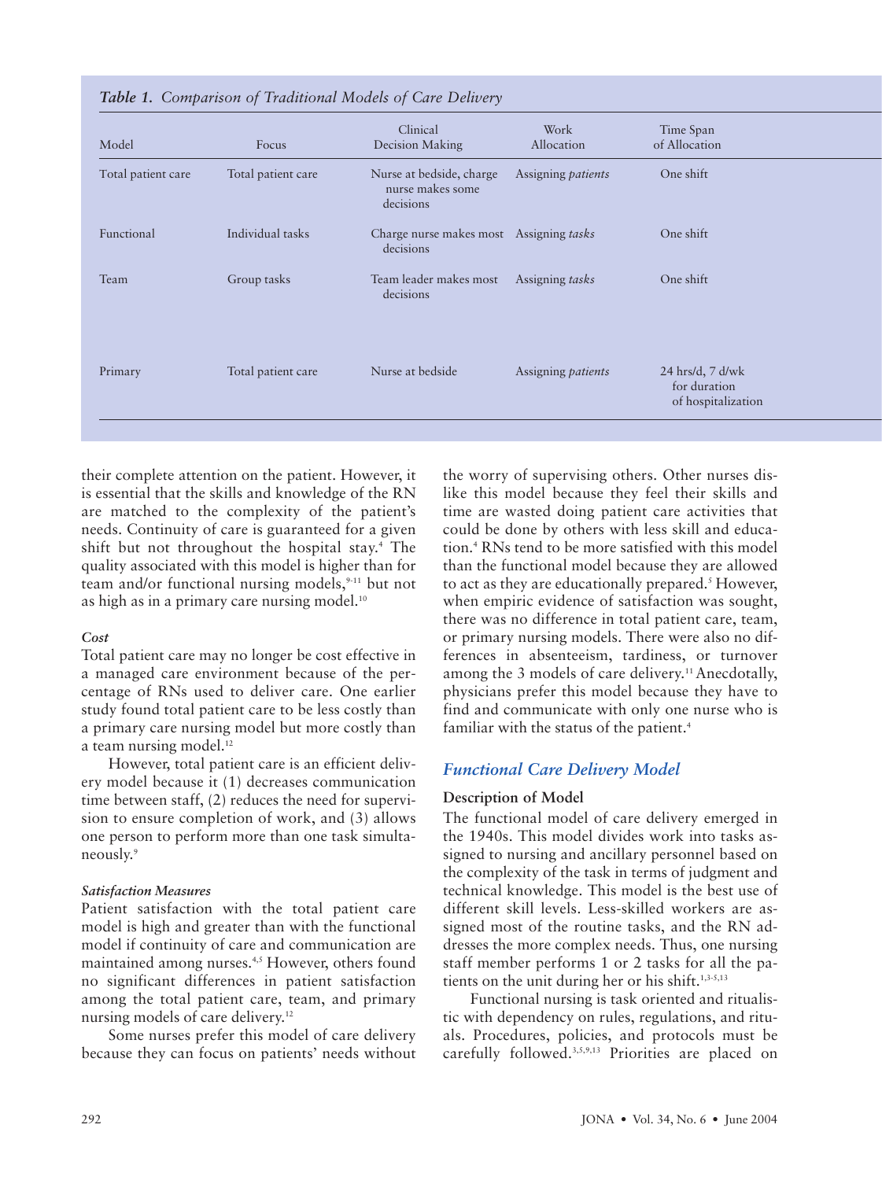*Table 1. Comparison of Traditional Models of Care Delivery*

| Model | Focus | Clinical Decision Making | Work Allocation | Time Span of Allocation |
|---|---|---|---|---|
| Total patient care | Total patient care | Nurse at bedside, charge nurse makes some decisions | Assigning *patients* | One shift |
| Functional | Individual tasks | Charge nurse makes most decisions | Assigning *tasks* | One shift |
| Team | Group tasks | Team leader makes most decisions | Assigning *tasks* | One shift |
| Primary | Total patient care | Nurse at bedside | Assigning *patients* | 24 hrs/d, 7 d/wk for duration of hospitalization |

their complete attention on the patient. However, it is essential that the skills and knowledge of the RN are matched to the complexity of the patient's needs. Continuity of care is guaranteed for a given shift but not throughout the hospital stay.[4] The quality associated with this model is higher than for team and/or functional nursing models,[9-11] but not as high as in a primary care nursing model.[10]

#### *Cost*

Total patient care may no longer be cost effective in a managed care environment because of the percentage of RNs used to deliver care. One earlier study found total patient care to be less costly than a primary care nursing model but more costly than a team nursing model.[12]

However, total patient care is an efficient delivery model because it (1) decreases communication time between staff, (2) reduces the need for supervision to ensure completion of work, and (3) allows one person to perform more than one task simultaneously.[9]

#### *Satisfaction Measures*

Patient satisfaction with the total patient care model is high and greater than with the functional model if continuity of care and communication are maintained among nurses.[4,5] However, others found no significant differences in patient satisfaction among the total patient care, team, and primary nursing models of care delivery.[12]

Some nurses prefer this model of care delivery because they can focus on patients' needs without the worry of supervising others. Other nurses dislike this model because they feel their skills and time are wasted doing patient care activities that could be done by others with less skill and education.[4] RNs tend to be more satisfied with this model than the functional model because they are allowed to act as they are educationally prepared.[5] However, when empiric evidence of satisfaction was sought, there was no difference in total patient care, team, or primary nursing models. There were also no differences in absenteeism, tardiness, or turnover among the 3 models of care delivery.[11] Anecdotally, physicians prefer this model because they have to find and communicate with only one nurse who is familiar with the status of the patient.[4]

## *Functional Care Delivery Model*

### Description of Model

The functional model of care delivery emerged in the 1940s. This model divides work into tasks assigned to nursing and ancillary personnel based on the complexity of the task in terms of judgment and technical knowledge. This model is the best use of different skill levels. Less-skilled workers are assigned most of the routine tasks, and the RN addresses the more complex needs. Thus, one nursing staff member performs 1 or 2 tasks for all the patients on the unit during her or his shift.[1,3-5,13]

Functional nursing is task oriented and ritualistic with dependency on rules, regulations, and rituals. Procedures, policies, and protocols must be carefully followed.[3,5,9,13] Priorities are placed on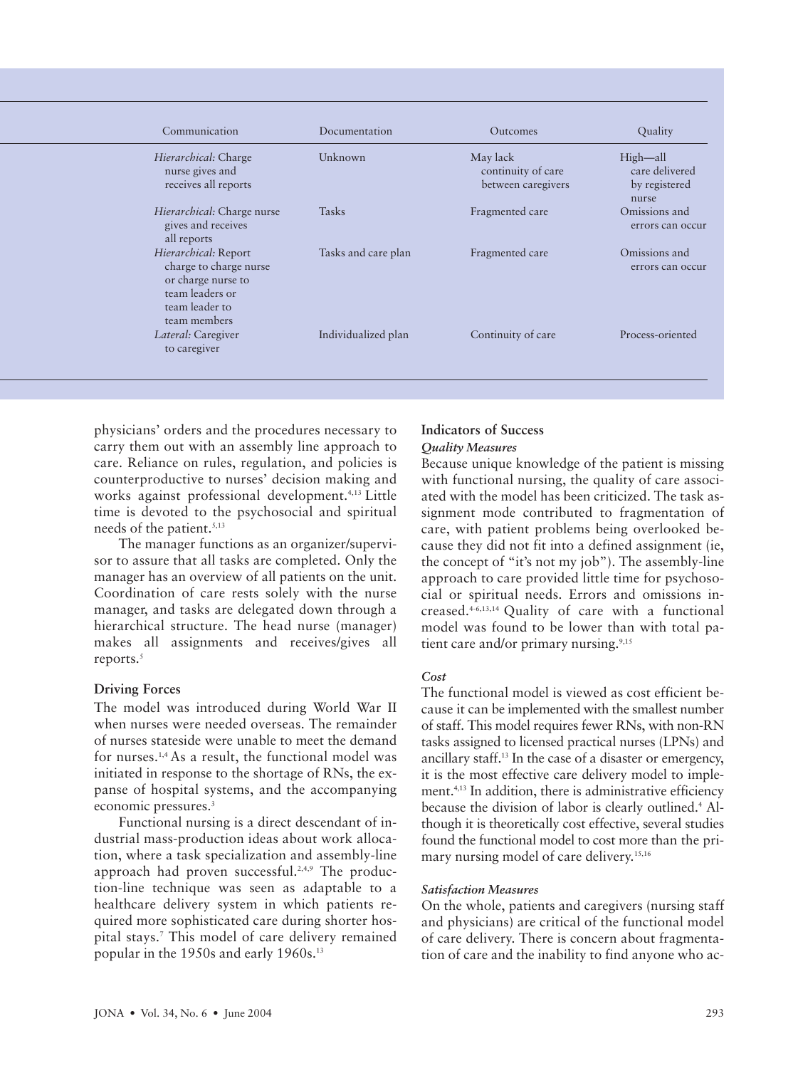| Communication | Documentation | Outcomes | Quality |
|---|---|---|---|
| *Hierarchical:* Charge nurse gives and receives all reports | Unknown | May lack continuity of care between caregivers | High—all care delivered by registered nurse |
| *Hierarchical:* Charge nurse gives and receives all reports | Tasks | Fragmented care | Omissions and errors can occur |
| *Hierarchical:* Report charge to charge nurse or charge nurse to team leaders or team leader to team members | Tasks and care plan | Fragmented care | Omissions and errors can occur |
| *Lateral:* Caregiver to caregiver | Individualized plan | Continuity of care | Process-oriented |

physicians' orders and the procedures necessary to carry them out with an assembly line approach to care. Reliance on rules, regulation, and policies is counterproductive to nurses' decision making and works against professional development.[4,13] Little time is devoted to the psychosocial and spiritual needs of the patient.[5,13]

The manager functions as an organizer/supervisor to assure that all tasks are completed. Only the manager has an overview of all patients on the unit. Coordination of care rests solely with the nurse manager, and tasks are delegated down through a hierarchical structure. The head nurse (manager) makes all assignments and receives/gives all reports.[5]

### Driving Forces

The model was introduced during World War II when nurses were needed overseas. The remainder of nurses stateside were unable to meet the demand for nurses.[1,4] As a result, the functional model was initiated in response to the shortage of RNs, the expanse of hospital systems, and the accompanying economic pressures.[3]

Functional nursing is a direct descendant of industrial mass-production ideas about work allocation, where a task specialization and assembly-line approach had proven successful.[2,4,9] The production-line technique was seen as adaptable to a healthcare delivery system in which patients required more sophisticated care during shorter hospital stays.[7] This model of care delivery remained popular in the 1950s and early 1960s.[13]

### Indicators of Success

#### *Quality Measures*

Because unique knowledge of the patient is missing with functional nursing, the quality of care associated with the model has been criticized. The task assignment mode contributed to fragmentation of care, with patient problems being overlooked because they did not fit into a defined assignment (ie, the concept of "it's not my job"). The assembly-line approach to care provided little time for psychosocial or spiritual needs. Errors and omissions increased.[4-6,13,14] Quality of care with a functional model was found to be lower than with total patient care and/or primary nursing.[9,15]

#### *Cost*

The functional model is viewed as cost efficient because it can be implemented with the smallest number of staff. This model requires fewer RNs, with non-RN tasks assigned to licensed practical nurses (LPNs) and ancillary staff.[13] In the case of a disaster or emergency, it is the most effective care delivery model to implement.[4,13] In addition, there is administrative efficiency because the division of labor is clearly outlined.[4] Although it is theoretically cost effective, several studies found the functional model to cost more than the primary nursing model of care delivery.[15,16]

#### *Satisfaction Measures*

On the whole, patients and caregivers (nursing staff and physicians) are critical of the functional model of care delivery. There is concern about fragmentation of care and the inability to find anyone who ac-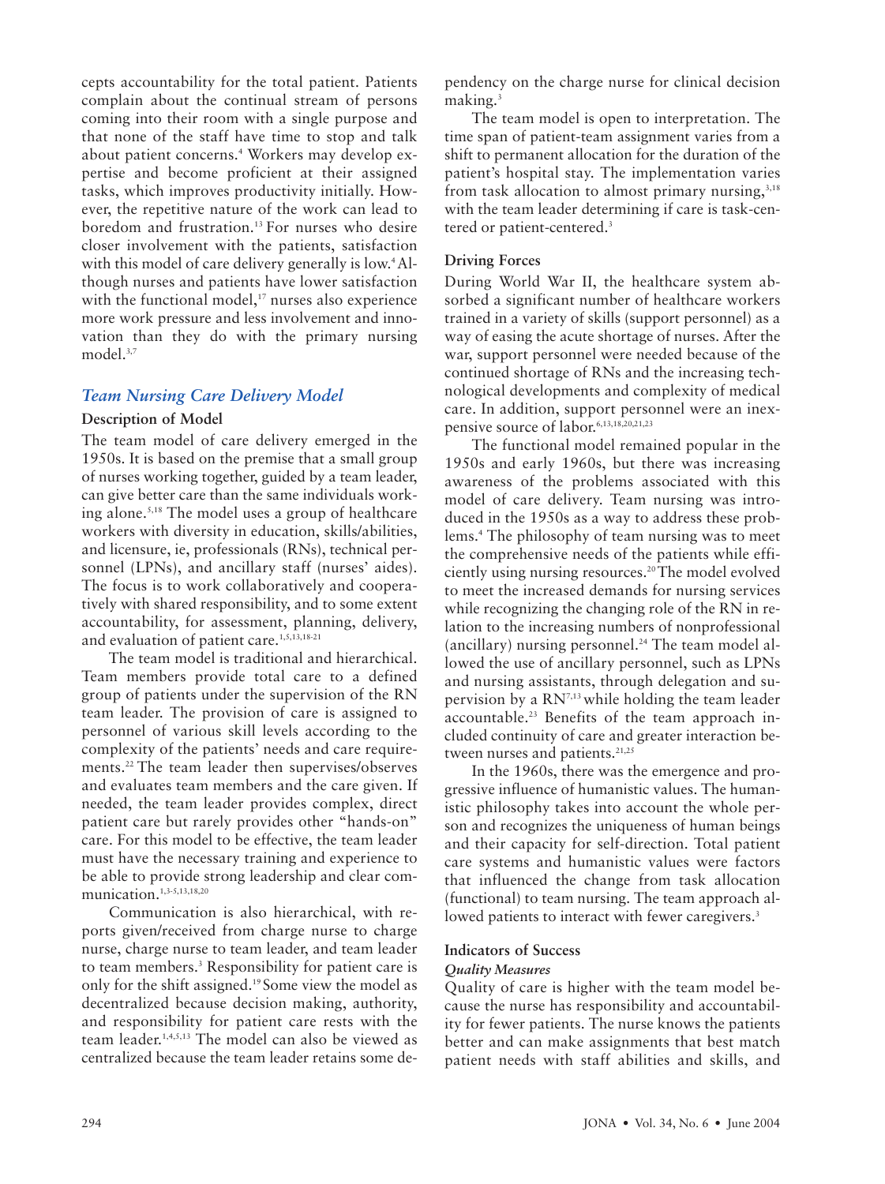cepts accountability for the total patient. Patients complain about the continual stream of persons coming into their room with a single purpose and that none of the staff have time to stop and talk about patient concerns.[4] Workers may develop expertise and become proficient at their assigned tasks, which improves productivity initially. However, the repetitive nature of the work can lead to boredom and frustration.[13] For nurses who desire closer involvement with the patients, satisfaction with this model of care delivery generally is low.[4] Although nurses and patients have lower satisfaction with the functional model,[17] nurses also experience more work pressure and less involvement and innovation than they do with the primary nursing model.[3,7]

## *Team Nursing Care Delivery Model*

### Description of Model

The team model of care delivery emerged in the 1950s. It is based on the premise that a small group of nurses working together, guided by a team leader, can give better care than the same individuals working alone.[5,18] The model uses a group of healthcare workers with diversity in education, skills/abilities, and licensure, ie, professionals (RNs), technical personnel (LPNs), and ancillary staff (nurses' aides). The focus is to work collaboratively and cooperatively with shared responsibility, and to some extent accountability, for assessment, planning, delivery, and evaluation of patient care.[1,5,13,18-21]

The team model is traditional and hierarchical. Team members provide total care to a defined group of patients under the supervision of the RN team leader. The provision of care is assigned to personnel of various skill levels according to the complexity of the patients' needs and care requirements.[22] The team leader then supervises/observes and evaluates team members and the care given. If needed, the team leader provides complex, direct patient care but rarely provides other "hands-on" care. For this model to be effective, the team leader must have the necessary training and experience to be able to provide strong leadership and clear communication.[1,3-5,13,18,20]

Communication is also hierarchical, with reports given/received from charge nurse to charge nurse, charge nurse to team leader, and team leader to team members.[3] Responsibility for patient care is only for the shift assigned.[19] Some view the model as decentralized because decision making, authority, and responsibility for patient care rests with the team leader.[1,4,5,13] The model can also be viewed as centralized because the team leader retains some dependency on the charge nurse for clinical decision making.[3]

The team model is open to interpretation. The time span of patient-team assignment varies from a shift to permanent allocation for the duration of the patient's hospital stay. The implementation varies from task allocation to almost primary nursing,[3,18] with the team leader determining if care is task-centered or patient-centered.[3]

### Driving Forces

During World War II, the healthcare system absorbed a significant number of healthcare workers trained in a variety of skills (support personnel) as a way of easing the acute shortage of nurses. After the war, support personnel were needed because of the continued shortage of RNs and the increasing technological developments and complexity of medical care. In addition, support personnel were an inexpensive source of labor.[6,13,18,20,21,23]

The functional model remained popular in the 1950s and early 1960s, but there was increasing awareness of the problems associated with this model of care delivery. Team nursing was introduced in the 1950s as a way to address these problems.[4] The philosophy of team nursing was to meet the comprehensive needs of the patients while efficiently using nursing resources.[20] The model evolved to meet the increased demands for nursing services while recognizing the changing role of the RN in relation to the increasing numbers of nonprofessional (ancillary) nursing personnel.[24] The team model allowed the use of ancillary personnel, such as LPNs and nursing assistants, through delegation and supervision by a RN[7,13] while holding the team leader accountable.[23] Benefits of the team approach included continuity of care and greater interaction between nurses and patients.[21,25]

In the 1960s, there was the emergence and progressive influence of humanistic values. The humanistic philosophy takes into account the whole person and recognizes the uniqueness of human beings and their capacity for self-direction. Total patient care systems and humanistic values were factors that influenced the change from task allocation (functional) to team nursing. The team approach allowed patients to interact with fewer caregivers.[3]

### Indicators of Success

#### *Quality Measures*

Quality of care is higher with the team model because the nurse has responsibility and accountability for fewer patients. The nurse knows the patients better and can make assignments that best match patient needs with staff abilities and skills, and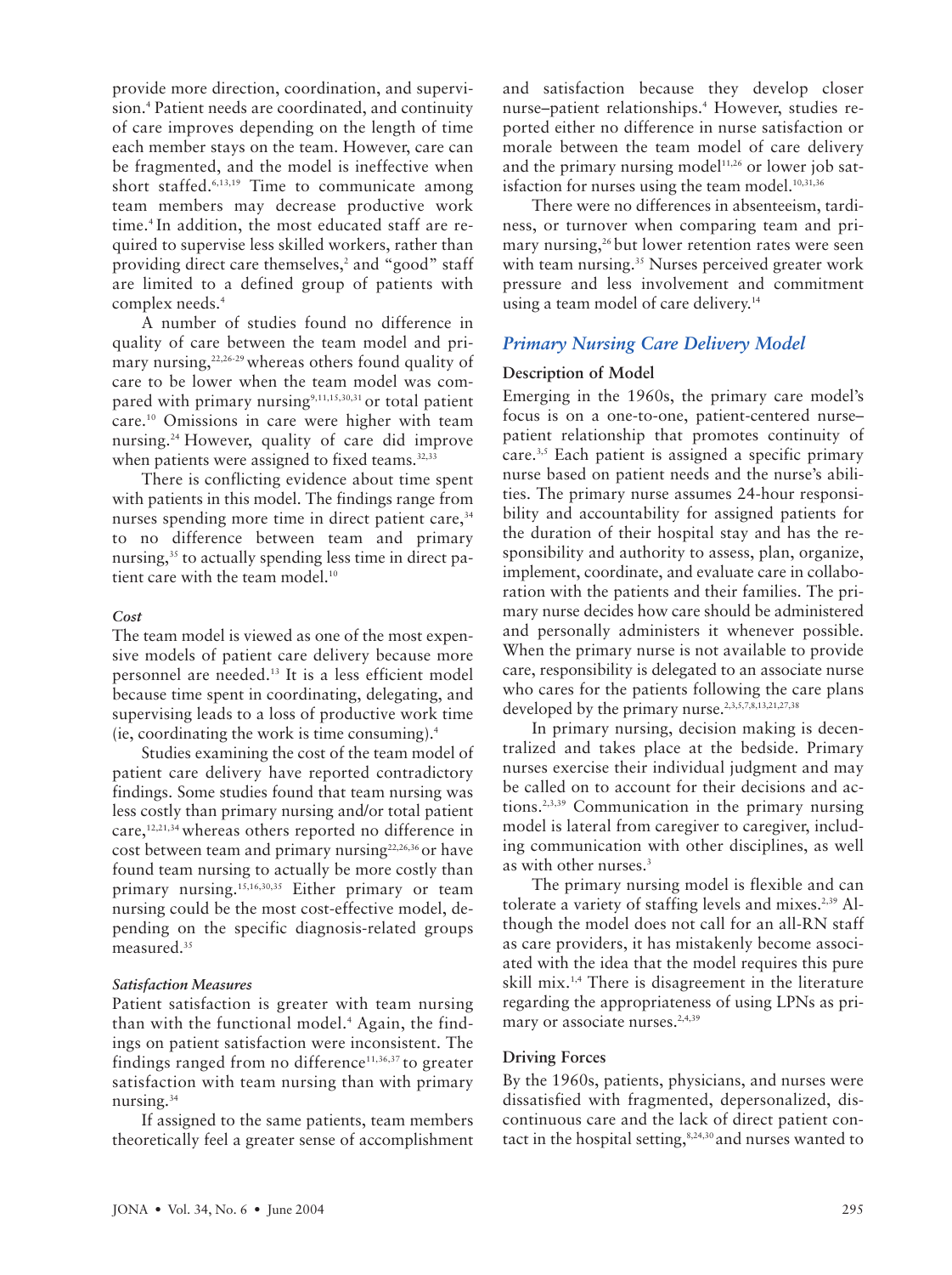provide more direction, coordination, and supervision.[4] Patient needs are coordinated, and continuity of care improves depending on the length of time each member stays on the team. However, care can be fragmented, and the model is ineffective when short staffed.[6,13,19] Time to communicate among team members may decrease productive work time.[4] In addition, the most educated staff are required to supervise less skilled workers, rather than providing direct care themselves,[2] and "good" staff are limited to a defined group of patients with complex needs.[4]

A number of studies found no difference in quality of care between the team model and primary nursing,[22,26-29] whereas others found quality of care to be lower when the team model was compared with primary nursing[9,11,15,30,31] or total patient care.[10] Omissions in care were higher with team nursing.[24] However, quality of care did improve when patients were assigned to fixed teams.[32,33]

There is conflicting evidence about time spent with patients in this model. The findings range from nurses spending more time in direct patient care,[34] to no difference between team and primary nursing,[35] to actually spending less time in direct patient care with the team model.[10]

#### *Cost*

The team model is viewed as one of the most expensive models of patient care delivery because more personnel are needed.[13] It is a less efficient model because time spent in coordinating, delegating, and supervising leads to a loss of productive work time (ie, coordinating the work is time consuming).[4]

Studies examining the cost of the team model of patient care delivery have reported contradictory findings. Some studies found that team nursing was less costly than primary nursing and/or total patient care,[12,21,34] whereas others reported no difference in cost between team and primary nursing[22,26,36] or have found team nursing to actually be more costly than primary nursing.[15,16,30,35] Either primary or team nursing could be the most cost-effective model, depending on the specific diagnosis-related groups measured.[35]

#### *Satisfaction Measures*

Patient satisfaction is greater with team nursing than with the functional model.[4] Again, the findings on patient satisfaction were inconsistent. The findings ranged from no difference[11,36,37] to greater satisfaction with team nursing than with primary nursing.[34]

If assigned to the same patients, team members theoretically feel a greater sense of accomplishment and satisfaction because they develop closer nurse–patient relationships.[4] However, studies reported either no difference in nurse satisfaction or morale between the team model of care delivery and the primary nursing model[11,26] or lower job satisfaction for nurses using the team model.[10,31,36]

There were no differences in absenteeism, tardiness, or turnover when comparing team and primary nursing,[26] but lower retention rates were seen with team nursing.[35] Nurses perceived greater work pressure and less involvement and commitment using a team model of care delivery.[14]

## *Primary Nursing Care Delivery Model*

### Description of Model

Emerging in the 1960s, the primary care model's focus is on a one-to-one, patient-centered nurse–patient relationship that promotes continuity of care.[3,5] Each patient is assigned a specific primary nurse based on patient needs and the nurse's abilities. The primary nurse assumes 24-hour responsibility and accountability for assigned patients for the duration of their hospital stay and has the responsibility and authority to assess, plan, organize, implement, coordinate, and evaluate care in collaboration with the patients and their families. The primary nurse decides how care should be administered and personally administers it whenever possible. When the primary nurse is not available to provide care, responsibility is delegated to an associate nurse who cares for the patients following the care plans developed by the primary nurse.[2,3,5,7,8,13,21,27,38]

In primary nursing, decision making is decentralized and takes place at the bedside. Primary nurses exercise their individual judgment and may be called on to account for their decisions and actions.[2,3,39] Communication in the primary nursing model is lateral from caregiver to caregiver, including communication with other disciplines, as well as with other nurses.[3]

The primary nursing model is flexible and can tolerate a variety of staffing levels and mixes.[2,39] Although the model does not call for an all-RN staff as care providers, it has mistakenly become associated with the idea that the model requires this pure skill mix.[1,4] There is disagreement in the literature regarding the appropriateness of using LPNs as primary or associate nurses.[2,4,39]

### Driving Forces

By the 1960s, patients, physicians, and nurses were dissatisfied with fragmented, depersonalized, discontinuous care and the lack of direct patient contact in the hospital setting,[8,24,30] and nurses wanted to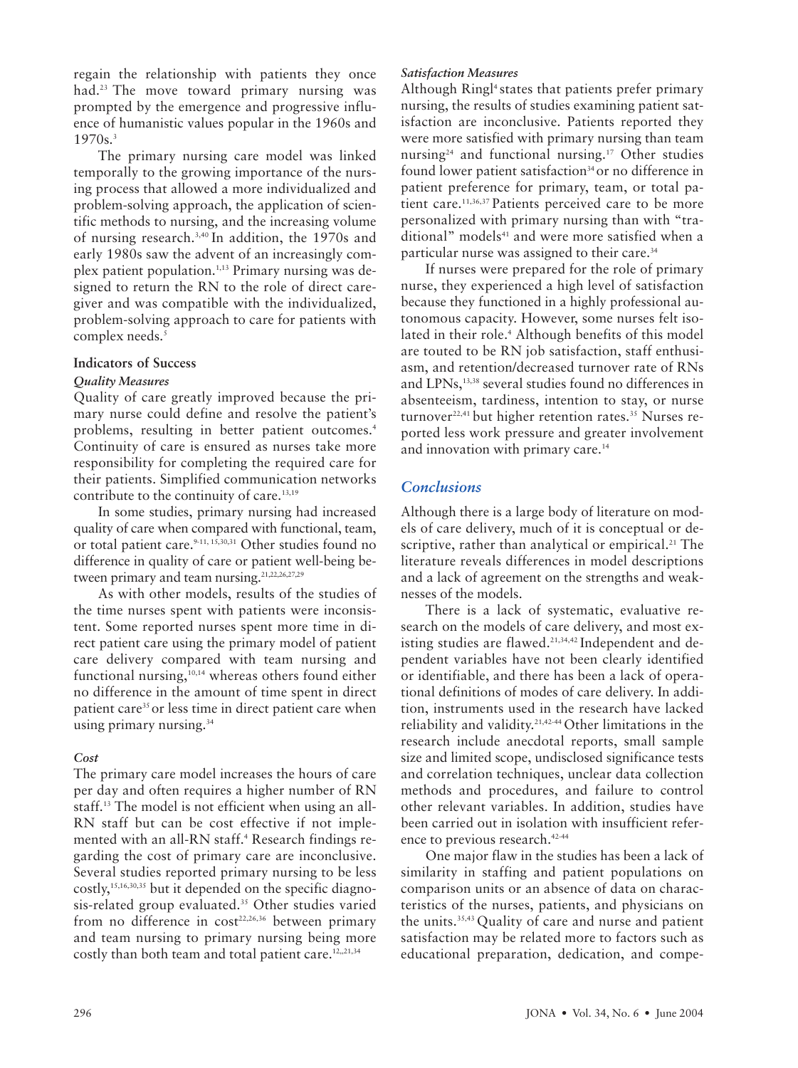regain the relationship with patients they once had.[23] The move toward primary nursing was prompted by the emergence and progressive influence of humanistic values popular in the 1960s and 1970s.[3]

The primary nursing care model was linked temporally to the growing importance of the nursing process that allowed a more individualized and problem-solving approach, the application of scientific methods to nursing, and the increasing volume of nursing research.[3,40] In addition, the 1970s and early 1980s saw the advent of an increasingly complex patient population.[1,13] Primary nursing was designed to return the RN to the role of direct caregiver and was compatible with the individualized, problem-solving approach to care for patients with complex needs.[5]

### Indicators of Success

#### *Quality Measures*

Quality of care greatly improved because the primary nurse could define and resolve the patient's problems, resulting in better patient outcomes.[4] Continuity of care is ensured as nurses take more responsibility for completing the required care for their patients. Simplified communication networks contribute to the continuity of care.[13,19]

In some studies, primary nursing had increased quality of care when compared with functional, team, or total patient care.[9-11, 15,30,31] Other studies found no difference in quality of care or patient well-being between primary and team nursing.[21,22,26,27,29]

As with other models, results of the studies of the time nurses spent with patients were inconsistent. Some reported nurses spent more time in direct patient care using the primary model of patient care delivery compared with team nursing and functional nursing,[10,14] whereas others found either no difference in the amount of time spent in direct patient care[35] or less time in direct patient care when using primary nursing.[34]

#### *Cost*

The primary care model increases the hours of care per day and often requires a higher number of RN staff.[13] The model is not efficient when using an all-RN staff but can be cost effective if not implemented with an all-RN staff.[4] Research findings regarding the cost of primary care are inconclusive. Several studies reported primary nursing to be less costly,[15,16,30,35] but it depended on the specific diagnosis-related group evaluated.[35] Other studies varied from no difference in cost[22,26,36] between primary and team nursing to primary nursing being more costly than both team and total patient care.[12,,21,34]

#### *Satisfaction Measures*

Although Ringl[4] states that patients prefer primary nursing, the results of studies examining patient satisfaction are inconclusive. Patients reported they were more satisfied with primary nursing than team nursing[24] and functional nursing.[17] Other studies found lower patient satisfaction[34] or no difference in patient preference for primary, team, or total patient care.[11,36,37] Patients perceived care to be more personalized with primary nursing than with "traditional" models[41] and were more satisfied when a particular nurse was assigned to their care.[34]

If nurses were prepared for the role of primary nurse, they experienced a high level of satisfaction because they functioned in a highly professional autonomous capacity. However, some nurses felt isolated in their role.[4] Although benefits of this model are touted to be RN job satisfaction, staff enthusiasm, and retention/decreased turnover rate of RNs and LPNs,[13,38] several studies found no differences in absenteeism, tardiness, intention to stay, or nurse turnover[22,41] but higher retention rates.[35] Nurses reported less work pressure and greater involvement and innovation with primary care.[14]

## *Conclusions*

Although there is a large body of literature on models of care delivery, much of it is conceptual or descriptive, rather than analytical or empirical.[21] The literature reveals differences in model descriptions and a lack of agreement on the strengths and weaknesses of the models.

There is a lack of systematic, evaluative research on the models of care delivery, and most existing studies are flawed.[21,34,42] Independent and dependent variables have not been clearly identified or identifiable, and there has been a lack of operational definitions of modes of care delivery. In addition, instruments used in the research have lacked reliability and validity.[21,42-44] Other limitations in the research include anecdotal reports, small sample size and limited scope, undisclosed significance tests and correlation techniques, unclear data collection methods and procedures, and failure to control other relevant variables. In addition, studies have been carried out in isolation with insufficient reference to previous research.[42-44]

One major flaw in the studies has been a lack of similarity in staffing and patient populations on comparison units or an absence of data on characteristics of the nurses, patients, and physicians on the units.[35,43] Quality of care and nurse and patient satisfaction may be related more to factors such as educational preparation, dedication, and compe-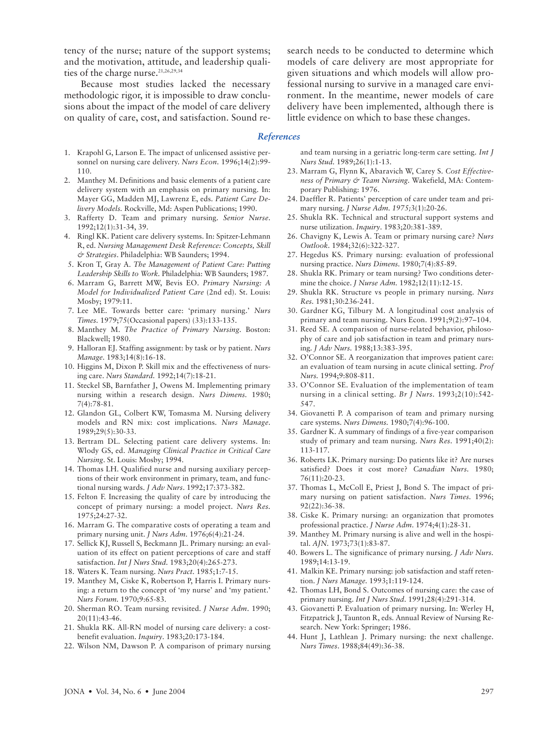tency of the nurse; nature of the support systems; and the motivation, attitude, and leadership qualities of the charge nurse.[21,26,29,34]

Because most studies lacked the necessary methodologic rigor, it is impossible to draw conclusions about the impact of the model of care delivery on quality of care, cost, and satisfaction. Sound research needs to be conducted to determine which models of care delivery are most appropriate for given situations and which models will allow professional nursing to survive in a managed care environment. In the meantime, newer models of care delivery have been implemented, although there is little evidence on which to base these changes.

## References

1. Krapohl G, Larson E. The impact of unlicensed assistive personnel on nursing care delivery. *Nurs Econ*. 1996;14(2):99-110.
2. Manthey M. Definitions and basic elements of a patient care delivery system with an emphasis on primary nursing. In: Mayer GG, Madden MJ, Lawrenz E, eds. *Patient Care Delivery Models.* Rockville, Md: Aspen Publications; 1990.
3. Rafferty D. Team and primary nursing. *Senior Nurse*. 1992;12(1):31-34, 39.
4. Ringl KK. Patient care delivery systems. In: Spitzer-Lehmann R, ed. *Nursing Management Desk Reference: Concepts, Skill & Strategies*. Philadelphia: WB Saunders; 1994.
5. Kron T, Gray A. *The Management of Patient Care: Putting Leadership Skills to Work*. Philadelphia: WB Saunders; 1987.
6. Marram G, Barrett MW, Bevis EO. *Primary Nursing: A Model for Individualized Patient Care* (2nd ed). St. Louis: Mosby; 1979:11.
7. Lee ME. Towards better care: 'primary nursing.' *Nurs Times*. 1979;75(Occasional papers) (33):133-135.
8. Manthey M. *The Practice of Primary Nursing*. Boston: Blackwell; 1980.
9. Halloran EJ. Staffing assignment: by task or by patient. *Nurs Manage*. 1983;14(8):16-18.
10. Higgins M, Dixon P. Skill mix and the effectiveness of nursing care. *Nurs Standard*. 1992;14(7):18-21.
11. Steckel SB, Barnfather J, Owens M. Implementing primary nursing within a research design. *Nurs Dimens*. 1980; 7(4):78-81.
12. Glandon GL, Colbert KW, Tomasma M. Nursing delivery models and RN mix: cost implications. *Nurs Manage*. 1989;29(5):30-33.
13. Bertram DL. Selecting patient care delivery systems. In: Wlody GS, ed. *Managing Clinical Practice in Critical Care Nursing*. St. Louis: Mosby; 1994.
14. Thomas LH. Qualified nurse and nursing auxiliary perceptions of their work environment in primary, team, and functional nursing wards. *J Adv Nurs*. 1992;17:373-382.
15. Felton F. Increasing the quality of care by introducing the concept of primary nursing: a model project. *Nurs Res*. 1975;24:27-32.
16. Marram G. The comparative costs of operating a team and primary nursing unit. *J Nurs Adm*. 1976;6(4):21-24.
17. Sellick KJ, Russell S, Beckmann JL. Primary nursing: an evaluation of its effect on patient perceptions of care and staff satisfaction. *Int J Nurs Stud*. 1983;20(4):265-273.
18. Waters K. Team nursing. *Nurs Pract*. 1985;1:7-15.
19. Manthey M, Ciske K, Robertson P, Harris I. Primary nursing: a return to the concept of 'my nurse' and 'my patient.' *Nurs Forum*. 1970;9:65-83.
20. Sherman RO. Team nursing revisited. *J Nurse Adm*. 1990; 20(11):43-46.
21. Shukla RK. All-RN model of nursing care delivery: a cost-benefit evaluation. *Inquiry*. 1983;20:173-184.
22. Wilson NM, Dawson P. A comparison of primary nursing and team nursing in a geriatric long-term care setting. *Int J Nurs Stud*. 1989;26(1):1-13.
23. Marram G, Flynn K, Abaravich W, Carey S. *Cost Effectiveness of Primary & Team Nursing*. Wakefield, MA: Contemporary Publishing: 1976.
24. Daeffler R. Patients' perception of care under team and primary nursing. *J Nurse Adm. 1975;*3(1):20-26.
25. Shukla RK. Technical and structural support systems and nurse utilization. *Inquiry*. 1983;20:381-389.
26. Chavigny K, Lewis A. Team or primary nursing care? *Nurs Outlook*. 1984;32(6):322-327.
27. Hegedus KS. Primary nursing: evaluation of professional nursing practice. *Nurs Dimens*. 1980;7(4):85-89.
28. Shukla RK. Primary or team nursing? Two conditions determine the choice. *J Nurse Adm*. 1982;12(11):12-15.
29. Shukla RK. Structure vs people in primary nursing. *Nurs Res*. 1981;30:236-241.
30. Gardner KG, Tilbury M. A longitudinal cost analysis of primary and team nursing. Nurs Econ. 1991;9(2):97–104.
31. Reed SE. A comparison of nurse-related behavior, philosophy of care and job satisfaction in team and primary nursing. *J Adv Nurs*. 1988;13:383-395.
32. O'Connor SE. A reorganization that improves patient care: an evaluation of team nursing in acute clinical setting. *Prof Nurs*. 1994;9:808-811.
33. O'Connor SE. Evaluation of the implementation of team nursing in a clinical setting. *Br J Nurs*. 1993;2(10):542-547.
34. Giovanetti P. A comparison of team and primary nursing care systems. *Nurs Dimens*. 1980;7(4):96-100.
35. Gardner K. A summary of findings of a five-year comparison study of primary and team nursing. *Nurs Res*. 1991;40(2): 113-117.
36. Roberts LK. Primary nursing: Do patients like it? Are nurses satisfied? Does it cost more? *Canadian Nurs*. 1980; 76(11):20-23.
37. Thomas L, McColl E, Priest J, Bond S. The impact of primary nursing on patient satisfaction. *Nurs Times*. 1996; 92(22):36-38.
38. Ciske K. Primary nursing: an organization that promotes professional practice. *J Nurse Adm*. 1974;4(1):28-31.
39. Manthey M. Primary nursing is alive and well in the hospital. *AJN*. 1973;73(1):83-87.
40. Bowers L. The significance of primary nursing. *J Adv Nurs*. 1989;14:13-19.
41. Malkin KE. Primary nursing: job satisfaction and staff retention. *J Nurs Manage*. 1993;1:119-124.
42. Thomas LH, Bond S. Outcomes of nursing care: the case of primary nursing. *Int J Nurs Stud*. 1991;28(4):291-314.
43. Giovanetti P. Evaluation of primary nursing. In: Werley H, Fitzpatrick J, Taunton R, eds. Annual Review of Nursing Research. New York: Springer; 1986.
44. Hunt J, Lathlean J. Primary nursing: the next challenge. *Nurs Times*. 1988;84(49):36-38.